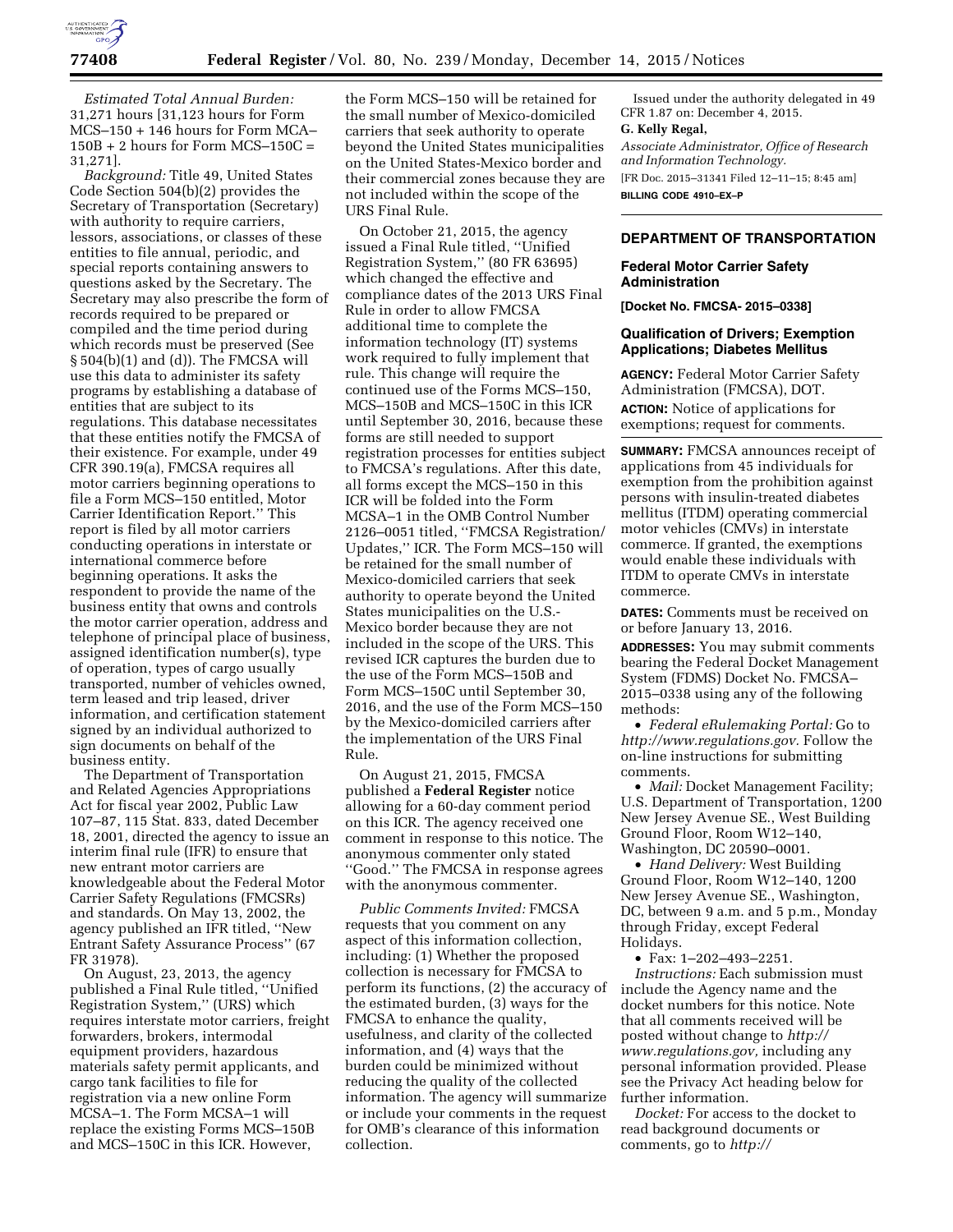*Estimated Total Annual Burden:* 31,271 hours [31,123 hours for Form MCS–150 + 146 hours for Form MCA–150B + 2 hours for Form MCS–150C = 31,271].

*Background:* Title 49, United States Code Section 504(b)(2) provides the Secretary of Transportation (Secretary) with authority to require carriers, lessors, associations, or classes of these entities to file annual, periodic, and special reports containing answers to questions asked by the Secretary. The Secretary may also prescribe the form of records required to be prepared or compiled and the time period during which records must be preserved (See § 504(b)(1) and (d)). The FMCSA will use this data to administer its safety programs by establishing a database of entities that are subject to its regulations. This database necessitates that these entities notify the FMCSA of their existence. For example, under 49 CFR 390.19(a), FMCSA requires all motor carriers beginning operations to file a Form MCS–150 entitled, Motor Carrier Identification Report.'' This report is filed by all motor carriers conducting operations in interstate or international commerce before beginning operations. It asks the respondent to provide the name of the business entity that owns and controls the motor carrier operation, address and telephone of principal place of business, assigned identification number(s), type of operation, types of cargo usually transported, number of vehicles owned, term leased and trip leased, driver information, and certification statement signed by an individual authorized to sign documents on behalf of the business entity.

The Department of Transportation and Related Agencies Appropriations Act for fiscal year 2002, Public Law 107–87, 115 Stat. 833, dated December 18, 2001, directed the agency to issue an interim final rule (IFR) to ensure that new entrant motor carriers are knowledgeable about the Federal Motor Carrier Safety Regulations (FMCSRs) and standards. On May 13, 2002, the agency published an IFR titled, ''New Entrant Safety Assurance Process'' (67 FR 31978).

On August, 23, 2013, the agency published a Final Rule titled, ''Unified Registration System,'' (URS) which requires interstate motor carriers, freight forwarders, brokers, intermodal equipment providers, hazardous materials safety permit applicants, and cargo tank facilities to file for registration via a new online Form MCSA–1. The Form MCSA–1 will replace the existing Forms MCS–150B and MCS–150C in this ICR. However, the Form MCS–150 will be retained for the small number of Mexico-domiciled carriers that seek authority to operate beyond the United States municipalities on the United States-Mexico border and their commercial zones because they are not included within the scope of the URS Final Rule.

On October 21, 2015, the agency issued a Final Rule titled, ''Unified Registration System,'' (80 FR 63695) which changed the effective and compliance dates of the 2013 URS Final Rule in order to allow FMCSA additional time to complete the information technology (IT) systems work required to fully implement that rule. This change will require the continued use of the Forms MCS–150, MCS–150B and MCS–150C in this ICR until September 30, 2016, because these forms are still needed to support registration processes for entities subject to FMCSA's regulations. After this date, all forms except the MCS–150 in this ICR will be folded into the Form MCSA–1 in the OMB Control Number 2126–0051 titled, ''FMCSA Registration/Updates,'' ICR. The Form MCS–150 will be retained for the small number of Mexico-domiciled carriers that seek authority to operate beyond the United States municipalities on the U.S.-Mexico border because they are not included in the scope of the URS. This revised ICR captures the burden due to the use of the Form MCS–150B and Form MCS–150C until September 30, 2016, and the use of the Form MCS–150 by the Mexico-domiciled carriers after the implementation of the URS Final Rule.

On August 21, 2015, FMCSA published a **Federal Register** notice allowing for a 60-day comment period on this ICR. The agency received one comment in response to this notice. The anonymous commenter only stated ''Good.'' The FMCSA in response agrees with the anonymous commenter.

*Public Comments Invited:* FMCSA requests that you comment on any aspect of this information collection, including: (1) Whether the proposed collection is necessary for FMCSA to perform its functions, (2) the accuracy of the estimated burden, (3) ways for the FMCSA to enhance the quality, usefulness, and clarity of the collected information, and (4) ways that the burden could be minimized without reducing the quality of the collected information. The agency will summarize or include your comments in the request for OMB's clearance of this information collection.

Issued under the authority delegated in 49 CFR 1.87 on: December 4, 2015.

**G. Kelly Regal,**

*Associate Administrator, Office of Research and Information Technology.*

[FR Doc. 2015–31341 Filed 12–11–15; 8:45 am]

**BILLING CODE 4910–EX–P**

## DEPARTMENT OF TRANSPORTATION

### Federal Motor Carrier Safety Administration

**[Docket No. FMCSA- 2015–0338]**

### Qualification of Drivers; Exemption Applications; Diabetes Mellitus

**AGENCY:** Federal Motor Carrier Safety Administration (FMCSA), DOT.

**ACTION:** Notice of applications for exemptions; request for comments.

**SUMMARY:** FMCSA announces receipt of applications from 45 individuals for exemption from the prohibition against persons with insulin-treated diabetes mellitus (ITDM) operating commercial motor vehicles (CMVs) in interstate commerce. If granted, the exemptions would enable these individuals with ITDM to operate CMVs in interstate commerce.

**DATES:** Comments must be received on or before January 13, 2016.

**ADDRESSES:** You may submit comments bearing the Federal Docket Management System (FDMS) Docket No. FMCSA–2015–0338 using any of the following methods:

- *Federal eRulemaking Portal:* Go to *http://www.regulations.gov.* Follow the on-line instructions for submitting comments.
- *Mail:* Docket Management Facility; U.S. Department of Transportation, 1200 New Jersey Avenue SE., West Building Ground Floor, Room W12–140, Washington, DC 20590–0001.
- *Hand Delivery:* West Building Ground Floor, Room W12–140, 1200 New Jersey Avenue SE., Washington, DC, between 9 a.m. and 5 p.m., Monday through Friday, except Federal Holidays.
- Fax: 1–202–493–2251.

*Instructions:* Each submission must include the Agency name and the docket numbers for this notice. Note that all comments received will be posted without change to *http://www.regulations.gov,* including any personal information provided. Please see the Privacy Act heading below for further information.

*Docket:* For access to the docket to read background documents or comments, go to *http://*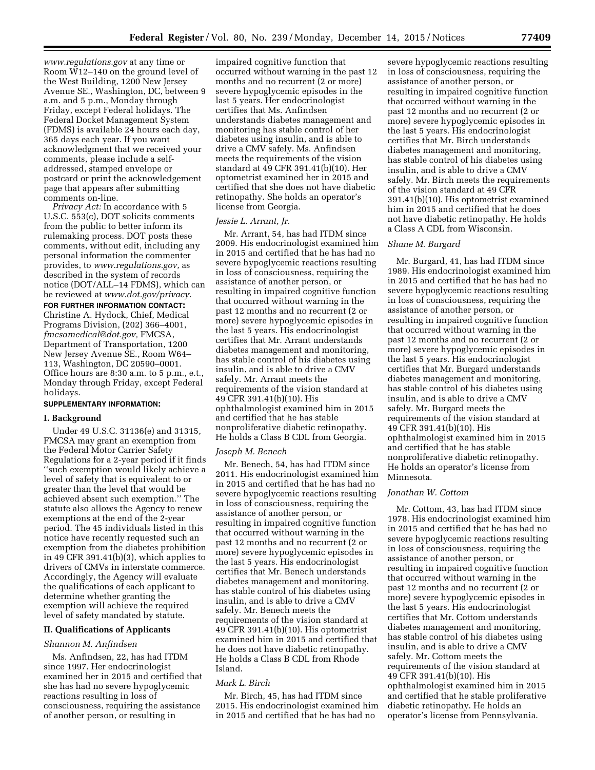*www.regulations.gov* at any time or Room W12–140 on the ground level of the West Building, 1200 New Jersey Avenue SE., Washington, DC, between 9 a.m. and 5 p.m., Monday through Friday, except Federal holidays. The Federal Docket Management System (FDMS) is available 24 hours each day, 365 days each year. If you want acknowledgment that we received your comments, please include a self-addressed, stamped envelope or postcard or print the acknowledgement page that appears after submitting comments on-line.

*Privacy Act:* In accordance with 5 U.S.C. 553(c), DOT solicits comments from the public to better inform its rulemaking process. DOT posts these comments, without edit, including any personal information the commenter provides, to *www.regulations.gov,* as described in the system of records notice (DOT/ALL–14 FDMS), which can be reviewed at *www.dot.gov/privacy.*

**FOR FURTHER INFORMATION CONTACT:** Christine A. Hydock, Chief, Medical Programs Division, (202) 366–4001, *fmcsamedical@dot.gov,* FMCSA, Department of Transportation, 1200 New Jersey Avenue SE., Room W64–113, Washington, DC 20590–0001. Office hours are 8:30 a.m. to 5 p.m., e.t., Monday through Friday, except Federal holidays.

**SUPPLEMENTARY INFORMATION:**

## I. Background

Under 49 U.S.C. 31136(e) and 31315, FMCSA may grant an exemption from the Federal Motor Carrier Safety Regulations for a 2-year period if it finds ''such exemption would likely achieve a level of safety that is equivalent to or greater than the level that would be achieved absent such exemption.'' The statute also allows the Agency to renew exemptions at the end of the 2-year period. The 45 individuals listed in this notice have recently requested such an exemption from the diabetes prohibition in 49 CFR 391.41(b)(3), which applies to drivers of CMVs in interstate commerce. Accordingly, the Agency will evaluate the qualifications of each applicant to determine whether granting the exemption will achieve the required level of safety mandated by statute.

## II. Qualifications of Applicants

### *Shannon M. Anfindsen*

Ms. Anfindsen, 22, has had ITDM since 1997. Her endocrinologist examined her in 2015 and certified that she has had no severe hypoglycemic reactions resulting in loss of consciousness, requiring the assistance of another person, or resulting in impaired cognitive function that occurred without warning in the past 12 months and no recurrent (2 or more) severe hypoglycemic episodes in the last 5 years. Her endocrinologist certifies that Ms. Anfindsen understands diabetes management and monitoring has stable control of her diabetes using insulin, and is able to drive a CMV safely. Ms. Anfindsen meets the requirements of the vision standard at 49 CFR 391.41(b)(10). Her optometrist examined her in 2015 and certified that she does not have diabetic retinopathy. She holds an operator's license from Georgia.

### *Jessie L. Arrant, Jr.*

Mr. Arrant, 54, has had ITDM since 2009. His endocrinologist examined him in 2015 and certified that he has had no severe hypoglycemic reactions resulting in loss of consciousness, requiring the assistance of another person, or resulting in impaired cognitive function that occurred without warning in the past 12 months and no recurrent (2 or more) severe hypoglycemic episodes in the last 5 years. His endocrinologist certifies that Mr. Arrant understands diabetes management and monitoring, has stable control of his diabetes using insulin, and is able to drive a CMV safely. Mr. Arrant meets the requirements of the vision standard at 49 CFR 391.41(b)(10). His ophthalmologist examined him in 2015 and certified that he has stable nonproliferative diabetic retinopathy. He holds a Class B CDL from Georgia.

### *Joseph M. Benech*

Mr. Benech, 54, has had ITDM since 2011. His endocrinologist examined him in 2015 and certified that he has had no severe hypoglycemic reactions resulting in loss of consciousness, requiring the assistance of another person, or resulting in impaired cognitive function that occurred without warning in the past 12 months and no recurrent (2 or more) severe hypoglycemic episodes in the last 5 years. His endocrinologist certifies that Mr. Benech understands diabetes management and monitoring, has stable control of his diabetes using insulin, and is able to drive a CMV safely. Mr. Benech meets the requirements of the vision standard at 49 CFR 391.41(b)(10). His optometrist examined him in 2015 and certified that he does not have diabetic retinopathy. He holds a Class B CDL from Rhode Island.

### *Mark L. Birch*

Mr. Birch, 45, has had ITDM since 2015. His endocrinologist examined him in 2015 and certified that he has had no severe hypoglycemic reactions resulting in loss of consciousness, requiring the assistance of another person, or resulting in impaired cognitive function that occurred without warning in the past 12 months and no recurrent (2 or more) severe hypoglycemic episodes in the last 5 years. His endocrinologist certifies that Mr. Birch understands diabetes management and monitoring, has stable control of his diabetes using insulin, and is able to drive a CMV safely. Mr. Birch meets the requirements of the vision standard at 49 CFR 391.41(b)(10). His optometrist examined him in 2015 and certified that he does not have diabetic retinopathy. He holds a Class A CDL from Wisconsin.

### *Shane M. Burgard*

Mr. Burgard, 41, has had ITDM since 1989. His endocrinologist examined him in 2015 and certified that he has had no severe hypoglycemic reactions resulting in loss of consciousness, requiring the assistance of another person, or resulting in impaired cognitive function that occurred without warning in the past 12 months and no recurrent (2 or more) severe hypoglycemic episodes in the last 5 years. His endocrinologist certifies that Mr. Burgard understands diabetes management and monitoring, has stable control of his diabetes using insulin, and is able to drive a CMV safely. Mr. Burgard meets the requirements of the vision standard at 49 CFR 391.41(b)(10). His ophthalmologist examined him in 2015 and certified that he has stable nonproliferative diabetic retinopathy. He holds an operator's license from Minnesota.

### *Jonathan W. Cottom*

Mr. Cottom, 43, has had ITDM since 1978. His endocrinologist examined him in 2015 and certified that he has had no severe hypoglycemic reactions resulting in loss of consciousness, requiring the assistance of another person, or resulting in impaired cognitive function that occurred without warning in the past 12 months and no recurrent (2 or more) severe hypoglycemic episodes in the last 5 years. His endocrinologist certifies that Mr. Cottom understands diabetes management and monitoring, has stable control of his diabetes using insulin, and is able to drive a CMV safely. Mr. Cottom meets the requirements of the vision standard at 49 CFR 391.41(b)(10). His ophthalmologist examined him in 2015 and certified that he stable proliferative diabetic retinopathy. He holds an operator's license from Pennsylvania.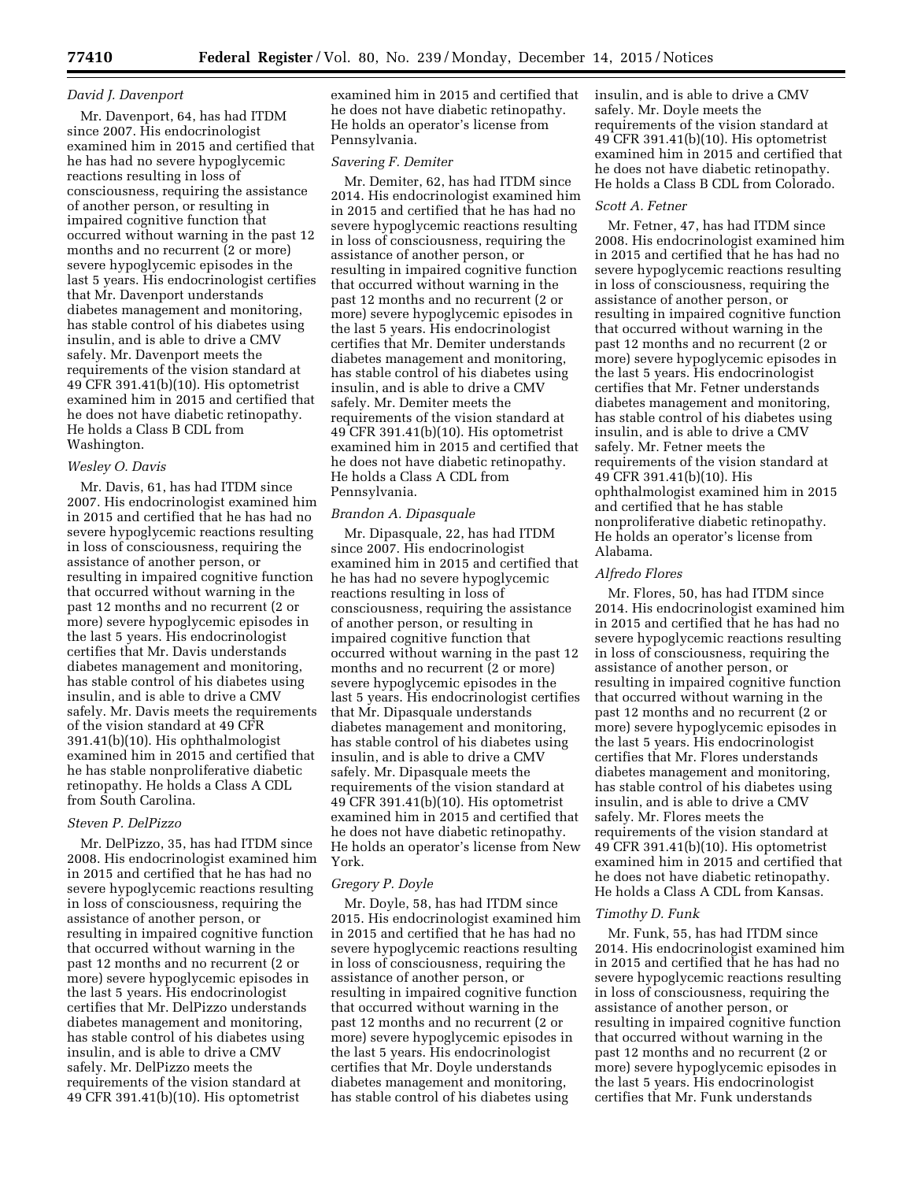### *David J. Davenport*

Mr. Davenport, 64, has had ITDM since 2007. His endocrinologist examined him in 2015 and certified that he has had no severe hypoglycemic reactions resulting in loss of consciousness, requiring the assistance of another person, or resulting in impaired cognitive function that occurred without warning in the past 12 months and no recurrent (2 or more) severe hypoglycemic episodes in the last 5 years. His endocrinologist certifies that Mr. Davenport understands diabetes management and monitoring, has stable control of his diabetes using insulin, and is able to drive a CMV safely. Mr. Davenport meets the requirements of the vision standard at 49 CFR 391.41(b)(10). His optometrist examined him in 2015 and certified that he does not have diabetic retinopathy. He holds a Class B CDL from Washington.

### *Wesley O. Davis*

Mr. Davis, 61, has had ITDM since 2007. His endocrinologist examined him in 2015 and certified that he has had no severe hypoglycemic reactions resulting in loss of consciousness, requiring the assistance of another person, or resulting in impaired cognitive function that occurred without warning in the past 12 months and no recurrent (2 or more) severe hypoglycemic episodes in the last 5 years. His endocrinologist certifies that Mr. Davis understands diabetes management and monitoring, has stable control of his diabetes using insulin, and is able to drive a CMV safely. Mr. Davis meets the requirements of the vision standard at 49 CFR 391.41(b)(10). His ophthalmologist examined him in 2015 and certified that he has stable nonproliferative diabetic retinopathy. He holds a Class A CDL from South Carolina.

### *Steven P. DelPizzo*

Mr. DelPizzo, 35, has had ITDM since 2008. His endocrinologist examined him in 2015 and certified that he has had no severe hypoglycemic reactions resulting in loss of consciousness, requiring the assistance of another person, or resulting in impaired cognitive function that occurred without warning in the past 12 months and no recurrent (2 or more) severe hypoglycemic episodes in the last 5 years. His endocrinologist certifies that Mr. DelPizzo understands diabetes management and monitoring, has stable control of his diabetes using insulin, and is able to drive a CMV safely. Mr. DelPizzo meets the requirements of the vision standard at 49 CFR 391.41(b)(10). His optometrist examined him in 2015 and certified that he does not have diabetic retinopathy. He holds an operator's license from Pennsylvania.

### *Savering F. Demiter*

Mr. Demiter, 62, has had ITDM since 2014. His endocrinologist examined him in 2015 and certified that he has had no severe hypoglycemic reactions resulting in loss of consciousness, requiring the assistance of another person, or resulting in impaired cognitive function that occurred without warning in the past 12 months and no recurrent (2 or more) severe hypoglycemic episodes in the last 5 years. His endocrinologist certifies that Mr. Demiter understands diabetes management and monitoring, has stable control of his diabetes using insulin, and is able to drive a CMV safely. Mr. Demiter meets the requirements of the vision standard at 49 CFR 391.41(b)(10). His optometrist examined him in 2015 and certified that he does not have diabetic retinopathy. He holds a Class A CDL from Pennsylvania.

### *Brandon A. Dipasquale*

Mr. Dipasquale, 22, has had ITDM since 2007. His endocrinologist examined him in 2015 and certified that he has had no severe hypoglycemic reactions resulting in loss of consciousness, requiring the assistance of another person, or resulting in impaired cognitive function that occurred without warning in the past 12 months and no recurrent (2 or more) severe hypoglycemic episodes in the last 5 years. His endocrinologist certifies that Mr. Dipasquale understands diabetes management and monitoring, has stable control of his diabetes using insulin, and is able to drive a CMV safely. Mr. Dipasquale meets the requirements of the vision standard at 49 CFR 391.41(b)(10). His optometrist examined him in 2015 and certified that he does not have diabetic retinopathy. He holds an operator's license from New York.

### *Gregory P. Doyle*

Mr. Doyle, 58, has had ITDM since 2015. His endocrinologist examined him in 2015 and certified that he has had no severe hypoglycemic reactions resulting in loss of consciousness, requiring the assistance of another person, or resulting in impaired cognitive function that occurred without warning in the past 12 months and no recurrent (2 or more) severe hypoglycemic episodes in the last 5 years. His endocrinologist certifies that Mr. Doyle understands diabetes management and monitoring, has stable control of his diabetes using insulin, and is able to drive a CMV safely. Mr. Doyle meets the requirements of the vision standard at 49 CFR 391.41(b)(10). His optometrist examined him in 2015 and certified that he does not have diabetic retinopathy. He holds a Class B CDL from Colorado.

### *Scott A. Fetner*

Mr. Fetner, 47, has had ITDM since 2008. His endocrinologist examined him in 2015 and certified that he has had no severe hypoglycemic reactions resulting in loss of consciousness, requiring the assistance of another person, or resulting in impaired cognitive function that occurred without warning in the past 12 months and no recurrent (2 or more) severe hypoglycemic episodes in the last 5 years. His endocrinologist certifies that Mr. Fetner understands diabetes management and monitoring, has stable control of his diabetes using insulin, and is able to drive a CMV safely. Mr. Fetner meets the requirements of the vision standard at 49 CFR 391.41(b)(10). His ophthalmologist examined him in 2015 and certified that he has stable nonproliferative diabetic retinopathy. He holds an operator's license from Alabama.

### *Alfredo Flores*

Mr. Flores, 50, has had ITDM since 2014. His endocrinologist examined him in 2015 and certified that he has had no severe hypoglycemic reactions resulting in loss of consciousness, requiring the assistance of another person, or resulting in impaired cognitive function that occurred without warning in the past 12 months and no recurrent (2 or more) severe hypoglycemic episodes in the last 5 years. His endocrinologist certifies that Mr. Flores understands diabetes management and monitoring, has stable control of his diabetes using insulin, and is able to drive a CMV safely. Mr. Flores meets the requirements of the vision standard at 49 CFR 391.41(b)(10). His optometrist examined him in 2015 and certified that he does not have diabetic retinopathy. He holds a Class A CDL from Kansas.

### *Timothy D. Funk*

Mr. Funk, 55, has had ITDM since 2014. His endocrinologist examined him in 2015 and certified that he has had no severe hypoglycemic reactions resulting in loss of consciousness, requiring the assistance of another person, or resulting in impaired cognitive function that occurred without warning in the past 12 months and no recurrent (2 or more) severe hypoglycemic episodes in the last 5 years. His endocrinologist certifies that Mr. Funk understands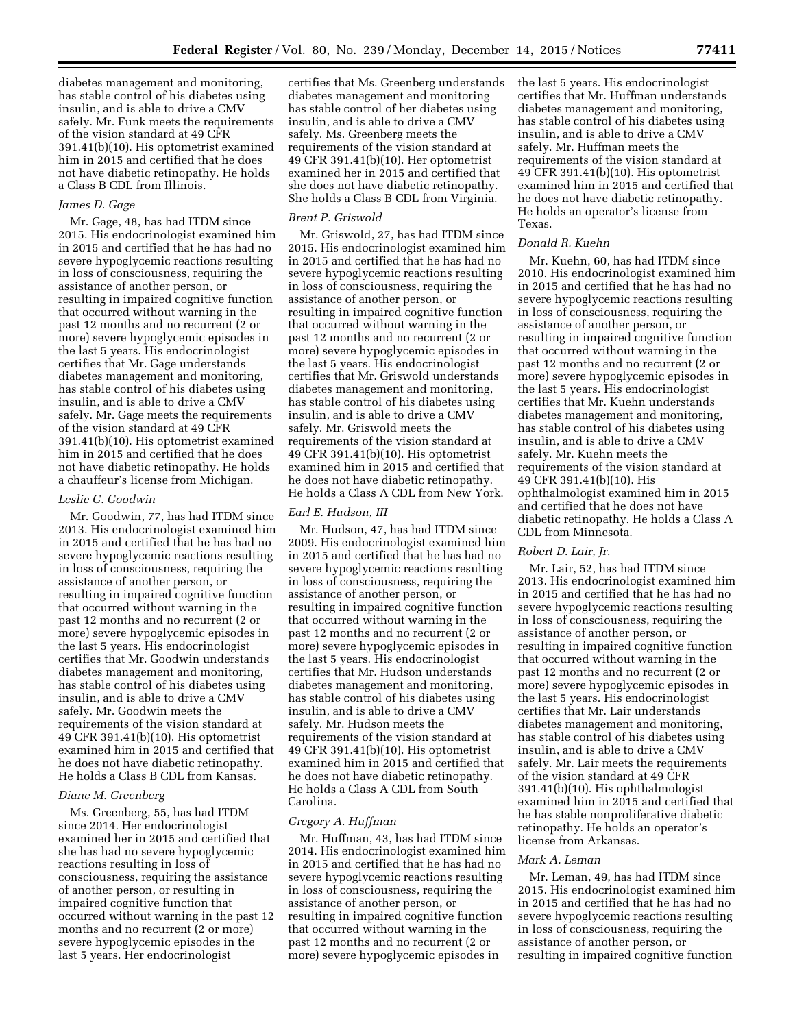diabetes management and monitoring, has stable control of his diabetes using insulin, and is able to drive a CMV safely. Mr. Funk meets the requirements of the vision standard at 49 CFR 391.41(b)(10). His optometrist examined him in 2015 and certified that he does not have diabetic retinopathy. He holds a Class B CDL from Illinois.

*James D. Gage*

Mr. Gage, 48, has had ITDM since 2015. His endocrinologist examined him in 2015 and certified that he has had no severe hypoglycemic reactions resulting in loss of consciousness, requiring the assistance of another person, or resulting in impaired cognitive function that occurred without warning in the past 12 months and no recurrent (2 or more) severe hypoglycemic episodes in the last 5 years. His endocrinologist certifies that Mr. Gage understands diabetes management and monitoring, has stable control of his diabetes using insulin, and is able to drive a CMV safely. Mr. Gage meets the requirements of the vision standard at 49 CFR 391.41(b)(10). His optometrist examined him in 2015 and certified that he does not have diabetic retinopathy. He holds a chauffeur's license from Michigan.

*Leslie G. Goodwin*

Mr. Goodwin, 77, has had ITDM since 2013. His endocrinologist examined him in 2015 and certified that he has had no severe hypoglycemic reactions resulting in loss of consciousness, requiring the assistance of another person, or resulting in impaired cognitive function that occurred without warning in the past 12 months and no recurrent (2 or more) severe hypoglycemic episodes in the last 5 years. His endocrinologist certifies that Mr. Goodwin understands diabetes management and monitoring, has stable control of his diabetes using insulin, and is able to drive a CMV safely. Mr. Goodwin meets the requirements of the vision standard at 49 CFR 391.41(b)(10). His optometrist examined him in 2015 and certified that he does not have diabetic retinopathy. He holds a Class B CDL from Kansas.

*Diane M. Greenberg*

Ms. Greenberg, 55, has had ITDM since 2014. Her endocrinologist examined her in 2015 and certified that she has had no severe hypoglycemic reactions resulting in loss of consciousness, requiring the assistance of another person, or resulting in impaired cognitive function that occurred without warning in the past 12 months and no recurrent (2 or more) severe hypoglycemic episodes in the last 5 years. Her endocrinologist certifies that Ms. Greenberg understands diabetes management and monitoring has stable control of her diabetes using insulin, and is able to drive a CMV safely. Ms. Greenberg meets the requirements of the vision standard at 49 CFR 391.41(b)(10). Her optometrist examined her in 2015 and certified that she does not have diabetic retinopathy. She holds a Class B CDL from Virginia.

*Brent P. Griswold*

Mr. Griswold, 27, has had ITDM since 2015. His endocrinologist examined him in 2015 and certified that he has had no severe hypoglycemic reactions resulting in loss of consciousness, requiring the assistance of another person, or resulting in impaired cognitive function that occurred without warning in the past 12 months and no recurrent (2 or more) severe hypoglycemic episodes in the last 5 years. His endocrinologist certifies that Mr. Griswold understands diabetes management and monitoring, has stable control of his diabetes using insulin, and is able to drive a CMV safely. Mr. Griswold meets the requirements of the vision standard at 49 CFR 391.41(b)(10). His optometrist examined him in 2015 and certified that he does not have diabetic retinopathy. He holds a Class A CDL from New York.

*Earl E. Hudson, III*

Mr. Hudson, 47, has had ITDM since 2009. His endocrinologist examined him in 2015 and certified that he has had no severe hypoglycemic reactions resulting in loss of consciousness, requiring the assistance of another person, or resulting in impaired cognitive function that occurred without warning in the past 12 months and no recurrent (2 or more) severe hypoglycemic episodes in the last 5 years. His endocrinologist certifies that Mr. Hudson understands diabetes management and monitoring, has stable control of his diabetes using insulin, and is able to drive a CMV safely. Mr. Hudson meets the requirements of the vision standard at 49 CFR 391.41(b)(10). His optometrist examined him in 2015 and certified that he does not have diabetic retinopathy. He holds a Class A CDL from South Carolina.

*Gregory A. Huffman*

Mr. Huffman, 43, has had ITDM since 2014. His endocrinologist examined him in 2015 and certified that he has had no severe hypoglycemic reactions resulting in loss of consciousness, requiring the assistance of another person, or resulting in impaired cognitive function that occurred without warning in the past 12 months and no recurrent (2 or more) severe hypoglycemic episodes in the last 5 years. His endocrinologist certifies that Mr. Huffman understands diabetes management and monitoring, has stable control of his diabetes using insulin, and is able to drive a CMV safely. Mr. Huffman meets the requirements of the vision standard at 49 CFR 391.41(b)(10). His optometrist examined him in 2015 and certified that he does not have diabetic retinopathy. He holds an operator's license from Texas.

*Donald R. Kuehn*

Mr. Kuehn, 60, has had ITDM since 2010. His endocrinologist examined him in 2015 and certified that he has had no severe hypoglycemic reactions resulting in loss of consciousness, requiring the assistance of another person, or resulting in impaired cognitive function that occurred without warning in the past 12 months and no recurrent (2 or more) severe hypoglycemic episodes in the last 5 years. His endocrinologist certifies that Mr. Kuehn understands diabetes management and monitoring, has stable control of his diabetes using insulin, and is able to drive a CMV safely. Mr. Kuehn meets the requirements of the vision standard at 49 CFR 391.41(b)(10). His ophthalmologist examined him in 2015 and certified that he does not have diabetic retinopathy. He holds a Class A CDL from Minnesota.

*Robert D. Lair, Jr.*

Mr. Lair, 52, has had ITDM since 2013. His endocrinologist examined him in 2015 and certified that he has had no severe hypoglycemic reactions resulting in loss of consciousness, requiring the assistance of another person, or resulting in impaired cognitive function that occurred without warning in the past 12 months and no recurrent (2 or more) severe hypoglycemic episodes in the last 5 years. His endocrinologist certifies that Mr. Lair understands diabetes management and monitoring, has stable control of his diabetes using insulin, and is able to drive a CMV safely. Mr. Lair meets the requirements of the vision standard at 49 CFR 391.41(b)(10). His ophthalmologist examined him in 2015 and certified that he has stable nonproliferative diabetic retinopathy. He holds an operator's license from Arkansas.

*Mark A. Leman*

Mr. Leman, 49, has had ITDM since 2015. His endocrinologist examined him in 2015 and certified that he has had no severe hypoglycemic reactions resulting in loss of consciousness, requiring the assistance of another person, or resulting in impaired cognitive function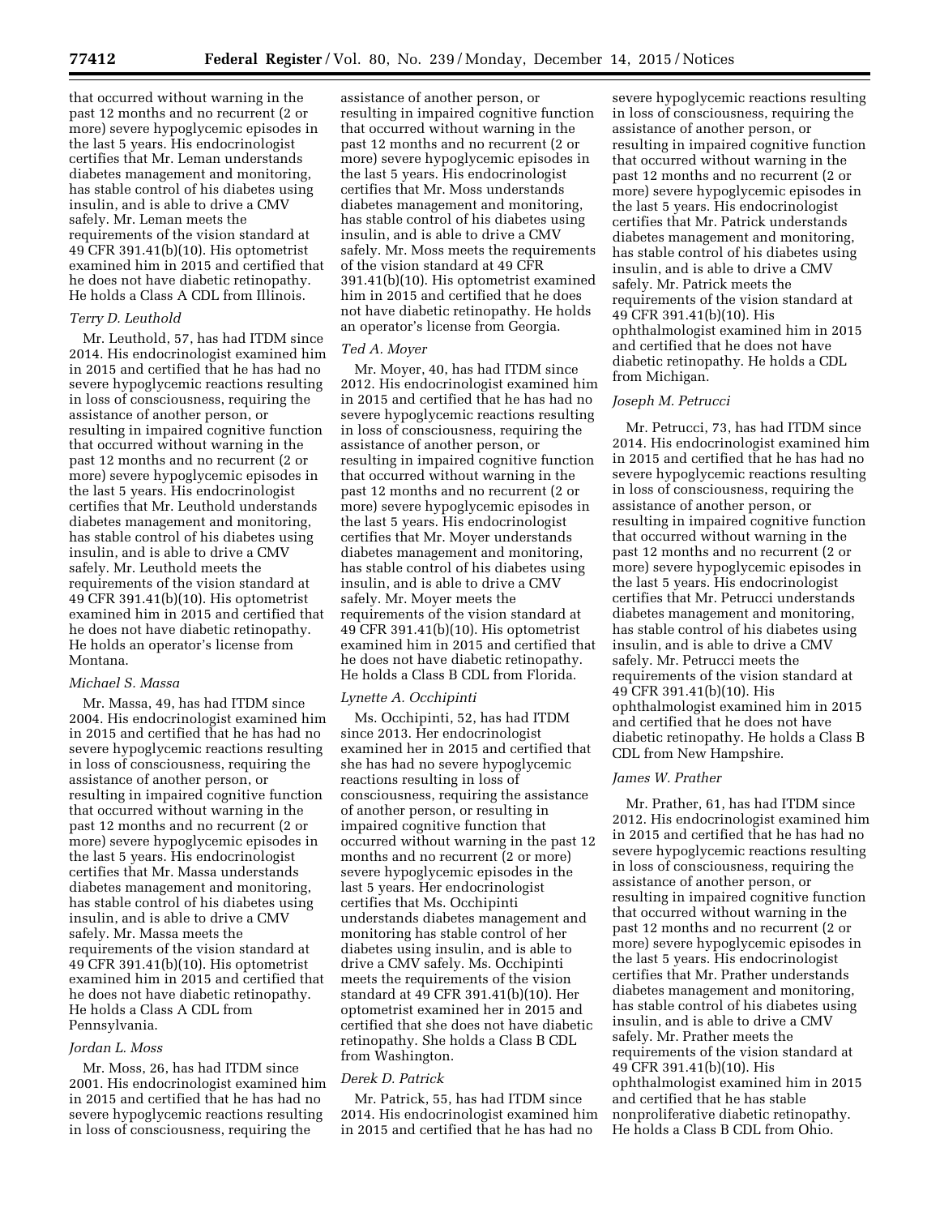that occurred without warning in the past 12 months and no recurrent (2 or more) severe hypoglycemic episodes in the last 5 years. His endocrinologist certifies that Mr. Leman understands diabetes management and monitoring, has stable control of his diabetes using insulin, and is able to drive a CMV safely. Mr. Leman meets the requirements of the vision standard at 49 CFR 391.41(b)(10). His optometrist examined him in 2015 and certified that he does not have diabetic retinopathy. He holds a Class A CDL from Illinois.

*Terry D. Leuthold*

Mr. Leuthold, 57, has had ITDM since 2014. His endocrinologist examined him in 2015 and certified that he has had no severe hypoglycemic reactions resulting in loss of consciousness, requiring the assistance of another person, or resulting in impaired cognitive function that occurred without warning in the past 12 months and no recurrent (2 or more) severe hypoglycemic episodes in the last 5 years. His endocrinologist certifies that Mr. Leuthold understands diabetes management and monitoring, has stable control of his diabetes using insulin, and is able to drive a CMV safely. Mr. Leuthold meets the requirements of the vision standard at 49 CFR 391.41(b)(10). His optometrist examined him in 2015 and certified that he does not have diabetic retinopathy. He holds an operator's license from Montana.

*Michael S. Massa*

Mr. Massa, 49, has had ITDM since 2004. His endocrinologist examined him in 2015 and certified that he has had no severe hypoglycemic reactions resulting in loss of consciousness, requiring the assistance of another person, or resulting in impaired cognitive function that occurred without warning in the past 12 months and no recurrent (2 or more) severe hypoglycemic episodes in the last 5 years. His endocrinologist certifies that Mr. Massa understands diabetes management and monitoring, has stable control of his diabetes using insulin, and is able to drive a CMV safely. Mr. Massa meets the requirements of the vision standard at 49 CFR 391.41(b)(10). His optometrist examined him in 2015 and certified that he does not have diabetic retinopathy. He holds a Class A CDL from Pennsylvania.

*Jordan L. Moss*

Mr. Moss, 26, has had ITDM since 2001. His endocrinologist examined him in 2015 and certified that he has had no severe hypoglycemic reactions resulting in loss of consciousness, requiring the assistance of another person, or resulting in impaired cognitive function that occurred without warning in the past 12 months and no recurrent (2 or more) severe hypoglycemic episodes in the last 5 years. His endocrinologist certifies that Mr. Moss understands diabetes management and monitoring, has stable control of his diabetes using insulin, and is able to drive a CMV safely. Mr. Moss meets the requirements of the vision standard at 49 CFR 391.41(b)(10). His optometrist examined him in 2015 and certified that he does not have diabetic retinopathy. He holds an operator's license from Georgia.

*Ted A. Moyer*

Mr. Moyer, 40, has had ITDM since 2012. His endocrinologist examined him in 2015 and certified that he has had no severe hypoglycemic reactions resulting in loss of consciousness, requiring the assistance of another person, or resulting in impaired cognitive function that occurred without warning in the past 12 months and no recurrent (2 or more) severe hypoglycemic episodes in the last 5 years. His endocrinologist certifies that Mr. Moyer understands diabetes management and monitoring, has stable control of his diabetes using insulin, and is able to drive a CMV safely. Mr. Moyer meets the requirements of the vision standard at 49 CFR 391.41(b)(10). His optometrist examined him in 2015 and certified that he does not have diabetic retinopathy. He holds a Class B CDL from Florida.

*Lynette A. Occhipinti*

Ms. Occhipinti, 52, has had ITDM since 2013. Her endocrinologist examined her in 2015 and certified that she has had no severe hypoglycemic reactions resulting in loss of consciousness, requiring the assistance of another person, or resulting in impaired cognitive function that occurred without warning in the past 12 months and no recurrent (2 or more) severe hypoglycemic episodes in the last 5 years. Her endocrinologist certifies that Ms. Occhipinti understands diabetes management and monitoring has stable control of her diabetes using insulin, and is able to drive a CMV safely. Ms. Occhipinti meets the requirements of the vision standard at 49 CFR 391.41(b)(10). Her optometrist examined her in 2015 and certified that she does not have diabetic retinopathy. She holds a Class B CDL from Washington.

*Derek D. Patrick*

Mr. Patrick, 55, has had ITDM since 2014. His endocrinologist examined him in 2015 and certified that he has had no severe hypoglycemic reactions resulting in loss of consciousness, requiring the assistance of another person, or resulting in impaired cognitive function that occurred without warning in the past 12 months and no recurrent (2 or more) severe hypoglycemic episodes in the last 5 years. His endocrinologist certifies that Mr. Patrick understands diabetes management and monitoring, has stable control of his diabetes using insulin, and is able to drive a CMV safely. Mr. Patrick meets the requirements of the vision standard at 49 CFR 391.41(b)(10). His ophthalmologist examined him in 2015 and certified that he does not have diabetic retinopathy. He holds a CDL from Michigan.

*Joseph M. Petrucci*

Mr. Petrucci, 73, has had ITDM since 2014. His endocrinologist examined him in 2015 and certified that he has had no severe hypoglycemic reactions resulting in loss of consciousness, requiring the assistance of another person, or resulting in impaired cognitive function that occurred without warning in the past 12 months and no recurrent (2 or more) severe hypoglycemic episodes in the last 5 years. His endocrinologist certifies that Mr. Petrucci understands diabetes management and monitoring, has stable control of his diabetes using insulin, and is able to drive a CMV safely. Mr. Petrucci meets the requirements of the vision standard at 49 CFR 391.41(b)(10). His ophthalmologist examined him in 2015 and certified that he does not have diabetic retinopathy. He holds a Class B CDL from New Hampshire.

*James W. Prather*

Mr. Prather, 61, has had ITDM since 2012. His endocrinologist examined him in 2015 and certified that he has had no severe hypoglycemic reactions resulting in loss of consciousness, requiring the assistance of another person, or resulting in impaired cognitive function that occurred without warning in the past 12 months and no recurrent (2 or more) severe hypoglycemic episodes in the last 5 years. His endocrinologist certifies that Mr. Prather understands diabetes management and monitoring, has stable control of his diabetes using insulin, and is able to drive a CMV safely. Mr. Prather meets the requirements of the vision standard at 49 CFR 391.41(b)(10). His ophthalmologist examined him in 2015 and certified that he has stable nonproliferative diabetic retinopathy. He holds a Class B CDL from Ohio.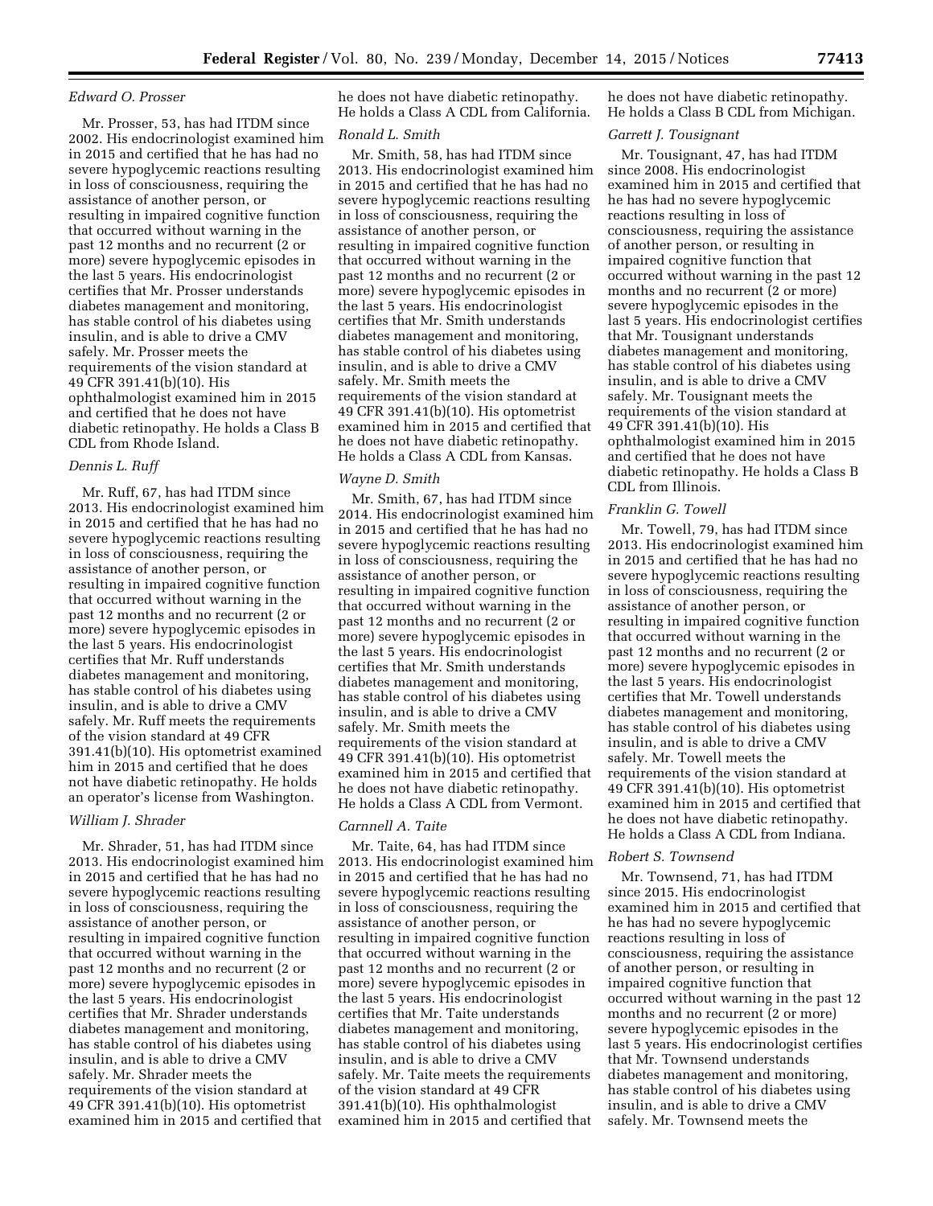*Edward O. Prosser*

Mr. Prosser, 53, has had ITDM since 2002. His endocrinologist examined him in 2015 and certified that he has had no severe hypoglycemic reactions resulting in loss of consciousness, requiring the assistance of another person, or resulting in impaired cognitive function that occurred without warning in the past 12 months and no recurrent (2 or more) severe hypoglycemic episodes in the last 5 years. His endocrinologist certifies that Mr. Prosser understands diabetes management and monitoring, has stable control of his diabetes using insulin, and is able to drive a CMV safely. Mr. Prosser meets the requirements of the vision standard at 49 CFR 391.41(b)(10). His ophthalmologist examined him in 2015 and certified that he does not have diabetic retinopathy. He holds a Class B CDL from Rhode Island.

*Dennis L. Ruff*

Mr. Ruff, 67, has had ITDM since 2013. His endocrinologist examined him in 2015 and certified that he has had no severe hypoglycemic reactions resulting in loss of consciousness, requiring the assistance of another person, or resulting in impaired cognitive function that occurred without warning in the past 12 months and no recurrent (2 or more) severe hypoglycemic episodes in the last 5 years. His endocrinologist certifies that Mr. Ruff understands diabetes management and monitoring, has stable control of his diabetes using insulin, and is able to drive a CMV safely. Mr. Ruff meets the requirements of the vision standard at 49 CFR 391.41(b)(10). His optometrist examined him in 2015 and certified that he does not have diabetic retinopathy. He holds an operator's license from Washington.

*William J. Shrader*

Mr. Shrader, 51, has had ITDM since 2013. His endocrinologist examined him in 2015 and certified that he has had no severe hypoglycemic reactions resulting in loss of consciousness, requiring the assistance of another person, or resulting in impaired cognitive function that occurred without warning in the past 12 months and no recurrent (2 or more) severe hypoglycemic episodes in the last 5 years. His endocrinologist certifies that Mr. Shrader understands diabetes management and monitoring, has stable control of his diabetes using insulin, and is able to drive a CMV safely. Mr. Shrader meets the requirements of the vision standard at 49 CFR 391.41(b)(10). His optometrist examined him in 2015 and certified that he does not have diabetic retinopathy. He holds a Class A CDL from California.

*Ronald L. Smith*

Mr. Smith, 58, has had ITDM since 2013. His endocrinologist examined him in 2015 and certified that he has had no severe hypoglycemic reactions resulting in loss of consciousness, requiring the assistance of another person, or resulting in impaired cognitive function that occurred without warning in the past 12 months and no recurrent (2 or more) severe hypoglycemic episodes in the last 5 years. His endocrinologist certifies that Mr. Smith understands diabetes management and monitoring, has stable control of his diabetes using insulin, and is able to drive a CMV safely. Mr. Smith meets the requirements of the vision standard at 49 CFR 391.41(b)(10). His optometrist examined him in 2015 and certified that he does not have diabetic retinopathy. He holds a Class A CDL from Kansas.

*Wayne D. Smith*

Mr. Smith, 67, has had ITDM since 2014. His endocrinologist examined him in 2015 and certified that he has had no severe hypoglycemic reactions resulting in loss of consciousness, requiring the assistance of another person, or resulting in impaired cognitive function that occurred without warning in the past 12 months and no recurrent (2 or more) severe hypoglycemic episodes in the last 5 years. His endocrinologist certifies that Mr. Smith understands diabetes management and monitoring, has stable control of his diabetes using insulin, and is able to drive a CMV safely. Mr. Smith meets the requirements of the vision standard at 49 CFR 391.41(b)(10). His optometrist examined him in 2015 and certified that he does not have diabetic retinopathy. He holds a Class A CDL from Vermont.

*Carnnell A. Taite*

Mr. Taite, 64, has had ITDM since 2013. His endocrinologist examined him in 2015 and certified that he has had no severe hypoglycemic reactions resulting in loss of consciousness, requiring the assistance of another person, or resulting in impaired cognitive function that occurred without warning in the past 12 months and no recurrent (2 or more) severe hypoglycemic episodes in the last 5 years. His endocrinologist certifies that Mr. Taite understands diabetes management and monitoring, has stable control of his diabetes using insulin, and is able to drive a CMV safely. Mr. Taite meets the requirements of the vision standard at 49 CFR 391.41(b)(10). His ophthalmologist examined him in 2015 and certified that he does not have diabetic retinopathy. He holds a Class B CDL from Michigan.

*Garrett J. Tousignant*

Mr. Tousignant, 47, has had ITDM since 2008. His endocrinologist examined him in 2015 and certified that he has had no severe hypoglycemic reactions resulting in loss of consciousness, requiring the assistance of another person, or resulting in impaired cognitive function that occurred without warning in the past 12 months and no recurrent (2 or more) severe hypoglycemic episodes in the last 5 years. His endocrinologist certifies that Mr. Tousignant understands diabetes management and monitoring, has stable control of his diabetes using insulin, and is able to drive a CMV safely. Mr. Tousignant meets the requirements of the vision standard at 49 CFR 391.41(b)(10). His ophthalmologist examined him in 2015 and certified that he does not have diabetic retinopathy. He holds a Class B CDL from Illinois.

*Franklin G. Towell*

Mr. Towell, 79, has had ITDM since 2013. His endocrinologist examined him in 2015 and certified that he has had no severe hypoglycemic reactions resulting in loss of consciousness, requiring the assistance of another person, or resulting in impaired cognitive function that occurred without warning in the past 12 months and no recurrent (2 or more) severe hypoglycemic episodes in the last 5 years. His endocrinologist certifies that Mr. Towell understands diabetes management and monitoring, has stable control of his diabetes using insulin, and is able to drive a CMV safely. Mr. Towell meets the requirements of the vision standard at 49 CFR 391.41(b)(10). His optometrist examined him in 2015 and certified that he does not have diabetic retinopathy. He holds a Class A CDL from Indiana.

*Robert S. Townsend*

Mr. Townsend, 71, has had ITDM since 2015. His endocrinologist examined him in 2015 and certified that he has had no severe hypoglycemic reactions resulting in loss of consciousness, requiring the assistance of another person, or resulting in impaired cognitive function that occurred without warning in the past 12 months and no recurrent (2 or more) severe hypoglycemic episodes in the last 5 years. His endocrinologist certifies that Mr. Townsend understands diabetes management and monitoring, has stable control of his diabetes using insulin, and is able to drive a CMV safely. Mr. Townsend meets the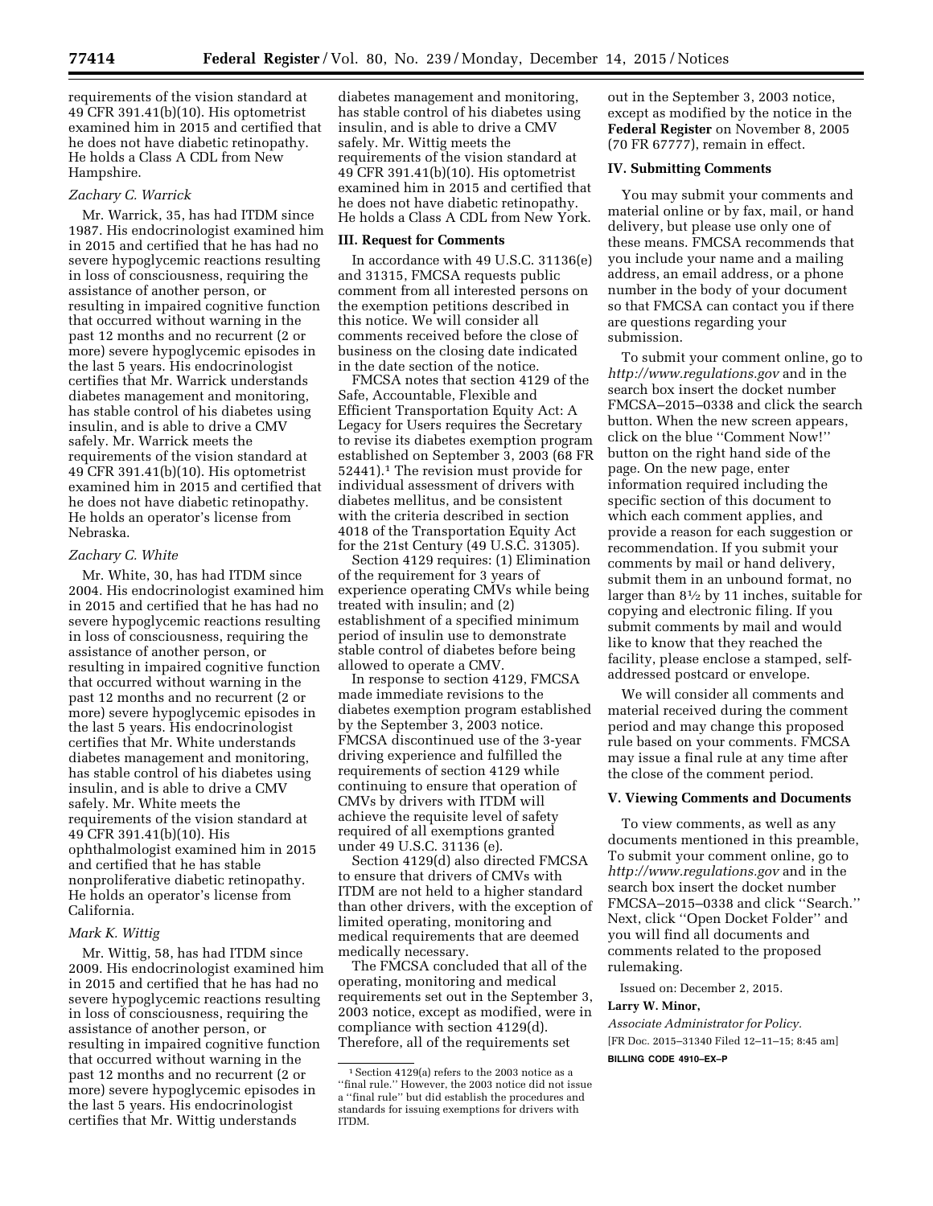requirements of the vision standard at 49 CFR 391.41(b)(10). His optometrist examined him in 2015 and certified that he does not have diabetic retinopathy. He holds a Class A CDL from New Hampshire.

*Zachary C. Warrick*

Mr. Warrick, 35, has had ITDM since 1987. His endocrinologist examined him in 2015 and certified that he has had no severe hypoglycemic reactions resulting in loss of consciousness, requiring the assistance of another person, or resulting in impaired cognitive function that occurred without warning in the past 12 months and no recurrent (2 or more) severe hypoglycemic episodes in the last 5 years. His endocrinologist certifies that Mr. Warrick understands diabetes management and monitoring, has stable control of his diabetes using insulin, and is able to drive a CMV safely. Mr. Warrick meets the requirements of the vision standard at 49 CFR 391.41(b)(10). His optometrist examined him in 2015 and certified that he does not have diabetic retinopathy. He holds an operator's license from Nebraska.

*Zachary C. White*

Mr. White, 30, has had ITDM since 2004. His endocrinologist examined him in 2015 and certified that he has had no severe hypoglycemic reactions resulting in loss of consciousness, requiring the assistance of another person, or resulting in impaired cognitive function that occurred without warning in the past 12 months and no recurrent (2 or more) severe hypoglycemic episodes in the last 5 years. His endocrinologist certifies that Mr. White understands diabetes management and monitoring, has stable control of his diabetes using insulin, and is able to drive a CMV safely. Mr. White meets the requirements of the vision standard at 49 CFR 391.41(b)(10). His ophthalmologist examined him in 2015 and certified that he has stable nonproliferative diabetic retinopathy. He holds an operator's license from California.

*Mark K. Wittig*

Mr. Wittig, 58, has had ITDM since 2009. His endocrinologist examined him in 2015 and certified that he has had no severe hypoglycemic reactions resulting in loss of consciousness, requiring the assistance of another person, or resulting in impaired cognitive function that occurred without warning in the past 12 months and no recurrent (2 or more) severe hypoglycemic episodes in the last 5 years. His endocrinologist certifies that Mr. Wittig understands diabetes management and monitoring, has stable control of his diabetes using insulin, and is able to drive a CMV safely. Mr. Wittig meets the requirements of the vision standard at 49 CFR 391.41(b)(10). His optometrist examined him in 2015 and certified that he does not have diabetic retinopathy. He holds a Class A CDL from New York.

## III. Request for Comments

In accordance with 49 U.S.C. 31136(e) and 31315, FMCSA requests public comment from all interested persons on the exemption petitions described in this notice. We will consider all comments received before the close of business on the closing date indicated in the date section of the notice.

FMCSA notes that section 4129 of the Safe, Accountable, Flexible and Efficient Transportation Equity Act: A Legacy for Users requires the Secretary to revise its diabetes exemption program established on September 3, 2003 (68 FR 52441).[1] The revision must provide for individual assessment of drivers with diabetes mellitus, and be consistent with the criteria described in section 4018 of the Transportation Equity Act for the 21st Century (49 U.S.C. 31305).

Section 4129 requires: (1) Elimination of the requirement for 3 years of experience operating CMVs while being treated with insulin; and (2) establishment of a specified minimum period of insulin use to demonstrate stable control of diabetes before being allowed to operate a CMV.

In response to section 4129, FMCSA made immediate revisions to the diabetes exemption program established by the September 3, 2003 notice. FMCSA discontinued use of the 3-year driving experience and fulfilled the requirements of section 4129 while continuing to ensure that operation of CMVs by drivers with ITDM will achieve the requisite level of safety required of all exemptions granted under 49 U.S.C. 31136 (e).

Section 4129(d) also directed FMCSA to ensure that drivers of CMVs with ITDM are not held to a higher standard than other drivers, with the exception of limited operating, monitoring and medical requirements that are deemed medically necessary.

The FMCSA concluded that all of the operating, monitoring and medical requirements set out in the September 3, 2003 notice, except as modified, were in compliance with section 4129(d). Therefore, all of the requirements set out in the September 3, 2003 notice, except as modified by the notice in the **Federal Register** on November 8, 2005 (70 FR 67777), remain in effect.

## IV. Submitting Comments

You may submit your comments and material online or by fax, mail, or hand delivery, but please use only one of these means. FMCSA recommends that you include your name and a mailing address, an email address, or a phone number in the body of your document so that FMCSA can contact you if there are questions regarding your submission.

To submit your comment online, go to *http://www.regulations.gov* and in the search box insert the docket number FMCSA–2015–0338 and click the search button. When the new screen appears, click on the blue ''Comment Now!'' button on the right hand side of the page. On the new page, enter information required including the specific section of this document to which each comment applies, and provide a reason for each suggestion or recommendation. If you submit your comments by mail or hand delivery, submit them in an unbound format, no larger than 8½ by 11 inches, suitable for copying and electronic filing. If you submit comments by mail and would like to know that they reached the facility, please enclose a stamped, self-addressed postcard or envelope.

We will consider all comments and material received during the comment period and may change this proposed rule based on your comments. FMCSA may issue a final rule at any time after the close of the comment period.

## V. Viewing Comments and Documents

To view comments, as well as any documents mentioned in this preamble, To submit your comment online, go to *http://www.regulations.gov* and in the search box insert the docket number FMCSA–2015–0338 and click ''Search.'' Next, click ''Open Docket Folder'' and you will find all documents and comments related to the proposed rulemaking.

Issued on: December 2, 2015.

**Larry W. Minor,**

*Associate Administrator for Policy.*

[FR Doc. 2015–31340 Filed 12–11–15; 8:45 am]

**BILLING CODE 4910–EX–P**

---

[1] Section 4129(a) refers to the 2003 notice as a ''final rule.'' However, the 2003 notice did not issue a ''final rule'' but did establish the procedures and standards for issuing exemptions for drivers with ITDM.